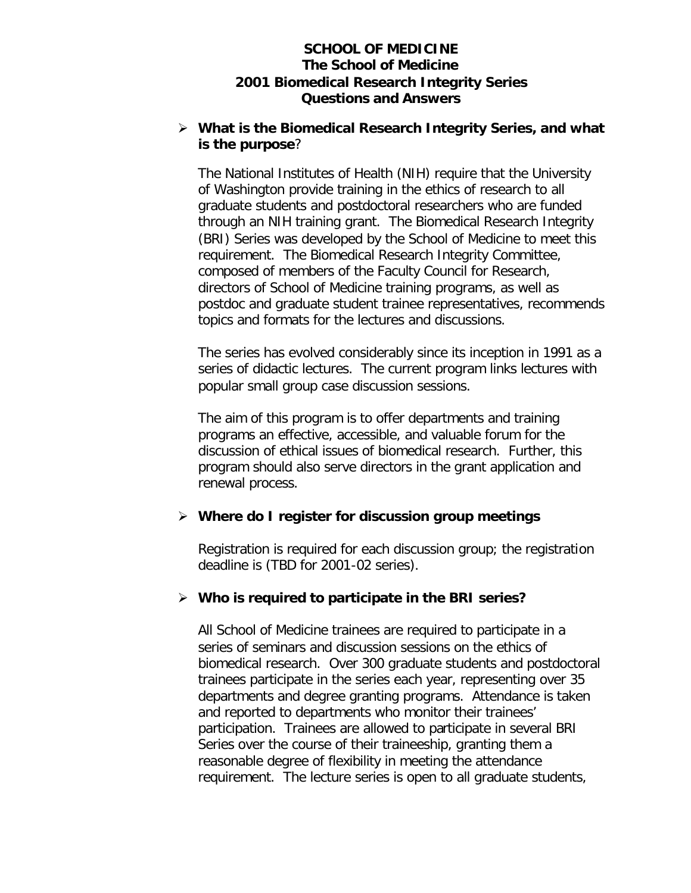# SCHOOL OF MEDICINE
## The School of Medicine
## 2001 Biomedical Research Integrity Series
## Questions and Answers

- **What is the Biomedical Research Integrity Series, and what is the purpose**?

  The National Institutes of Health (NIH) require that the University of Washington provide training in the ethics of research to all graduate students and postdoctoral researchers who are funded through an NIH training grant. The Biomedical Research Integrity (BRI) Series was developed by the School of Medicine to meet this requirement. The Biomedical Research Integrity Committee, composed of members of the Faculty Council for Research, directors of School of Medicine training programs, as well as postdoc and graduate student trainee representatives, recommends topics and formats for the lectures and discussions.

  The series has evolved considerably since its inception in 1991 as a series of didactic lectures. The current program links lectures with popular small group case discussion sessions.

  The aim of this program is to offer departments and training programs an effective, accessible, and valuable forum for the discussion of ethical issues of biomedical research. Further, this program should also serve directors in the grant application and renewal process.

- **Where do I register for discussion group meetings**

  Registration is required for each discussion group; the registration deadline is (TBD for 2001-02 series).

- **Who is required to participate in the BRI series?**

  All School of Medicine trainees are required to participate in a series of seminars and discussion sessions on the ethics of biomedical research. Over 300 graduate students and postdoctoral trainees participate in the series each year, representing over 35 departments and degree granting programs. Attendance is taken and reported to departments who monitor their trainees' participation. Trainees are allowed to participate in several BRI Series over the course of their traineeship, granting them a reasonable degree of flexibility in meeting the attendance requirement. The lecture series is open to all graduate students,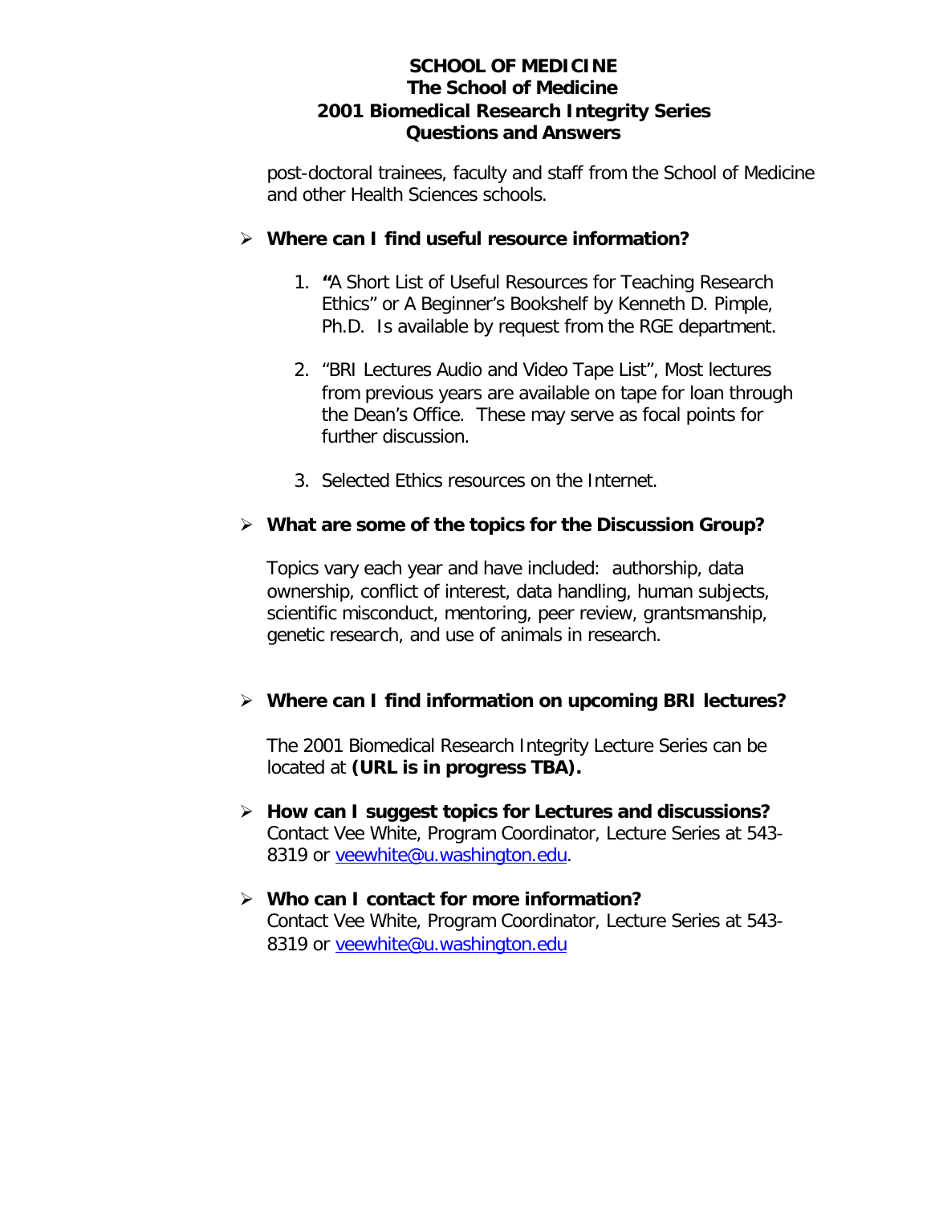post-doctoral trainees, faculty and staff from the School of Medicine and other Health Sciences schools.

- **Where can I find useful resource information?**

  1. **"**A Short List of Useful Resources for Teaching Research Ethics" or A Beginner's Bookshelf by Kenneth D. Pimple, Ph.D. Is available by request from the RGE department.

  2. "BRI Lectures Audio and Video Tape List", Most lectures from previous years are available on tape for loan through the Dean's Office. These may serve as focal points for further discussion.

  3. Selected Ethics resources on the Internet.

- **What are some of the topics for the Discussion Group?**

  Topics vary each year and have included: authorship, data ownership, conflict of interest, data handling, human subjects, scientific misconduct, mentoring, peer review, grantsmanship, genetic research, and use of animals in research.

- **Where can I find information on upcoming BRI lectures?**

  The 2001 Biomedical Research Integrity Lecture Series can be located at **(URL is in progress TBA).**

- **How can I suggest topics for Lectures and discussions?**
  Contact Vee White, Program Coordinator, Lecture Series at 543-8319 or veewhite@u.washington.edu.

- **Who can I contact for more information?**
  Contact Vee White, Program Coordinator, Lecture Series at 543-8319 or veewhite@u.washington.edu